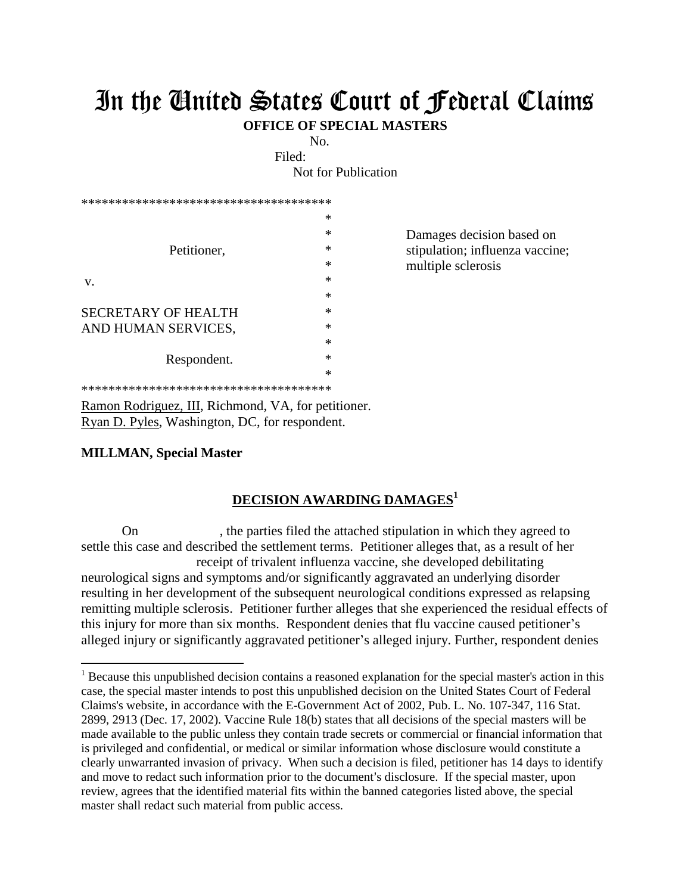# In the United States Court of Federal Claims

**OFFICE OF SPECIAL MASTERS**

No.

Filed:

Not for Publication

```
*************************************
                                    *
                                    *
        Petitioner,                 *
                                    *
v.                                  *
                                    *
SECRETARY OF HEALTH                 *
AND HUMAN SERVICES,                 *
                                    *
        Respondent.                 *
                                    *
*************************************
```

Damages decision based on stipulation; influenza vaccine; multiple sclerosis

Ramon Rodriguez, III, Richmond, VA, for petitioner.
Ryan D. Pyles, Washington, DC, for respondent.

**MILLMAN, Special Master**

## DECISION AWARDING DAMAGES[1]

On , the parties filed the attached stipulation in which they agreed to settle this case and described the settlement terms. Petitioner alleges that, as a result of her receipt of trivalent influenza vaccine, she developed debilitating neurological signs and symptoms and/or significantly aggravated an underlying disorder resulting in her development of the subsequent neurological conditions expressed as relapsing remitting multiple sclerosis. Petitioner further alleges that she experienced the residual effects of this injury for more than six months. Respondent denies that flu vaccine caused petitioner's alleged injury or significantly aggravated petitioner's alleged injury. Further, respondent denies

---

[1] Because this unpublished decision contains a reasoned explanation for the special master's action in this case, the special master intends to post this unpublished decision on the United States Court of Federal Claims's website, in accordance with the E-Government Act of 2002, Pub. L. No. 107-347, 116 Stat. 2899, 2913 (Dec. 17, 2002). Vaccine Rule 18(b) states that all decisions of the special masters will be made available to the public unless they contain trade secrets or commercial or financial information that is privileged and confidential, or medical or similar information whose disclosure would constitute a clearly unwarranted invasion of privacy. When such a decision is filed, petitioner has 14 days to identify and move to redact such information prior to the document's disclosure. If the special master, upon review, agrees that the identified material fits within the banned categories listed above, the special master shall redact such material from public access.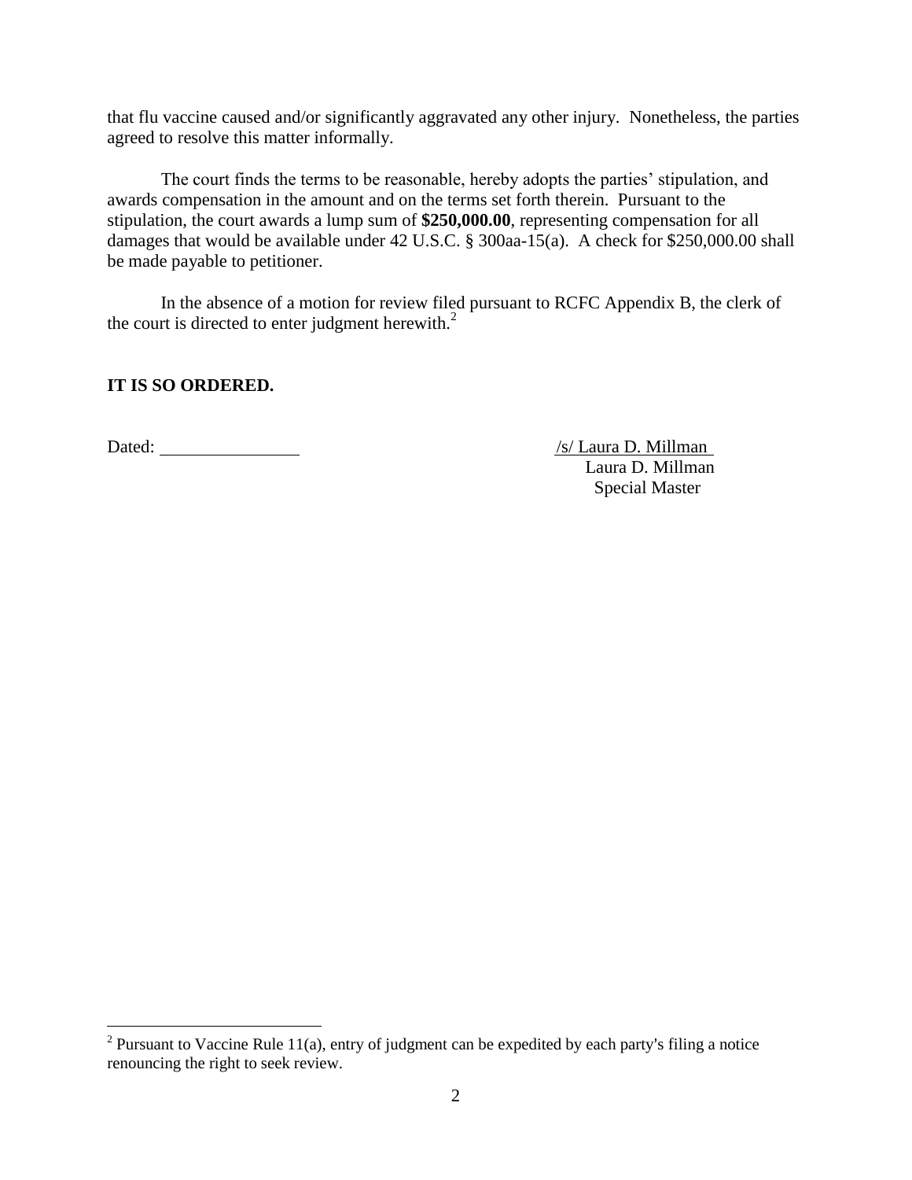that flu vaccine caused and/or significantly aggravated any other injury. Nonetheless, the parties agreed to resolve this matter informally.

The court finds the terms to be reasonable, hereby adopts the parties' stipulation, and awards compensation in the amount and on the terms set forth therein. Pursuant to the stipulation, the court awards a lump sum of **$250,000.00**, representing compensation for all damages that would be available under 42 U.S.C. § 300aa-15(a). A check for $250,000.00 shall be made payable to petitioner.

In the absence of a motion for review filed pursuant to RCFC Appendix B, the clerk of the court is directed to enter judgment herewith.[2]

**IT IS SO ORDERED.**

Dated: ________________

/s/ Laura D. Millman
Laura D. Millman
Special Master

---

[2] Pursuant to Vaccine Rule 11(a), entry of judgment can be expedited by each party's filing a notice renouncing the right to seek review.